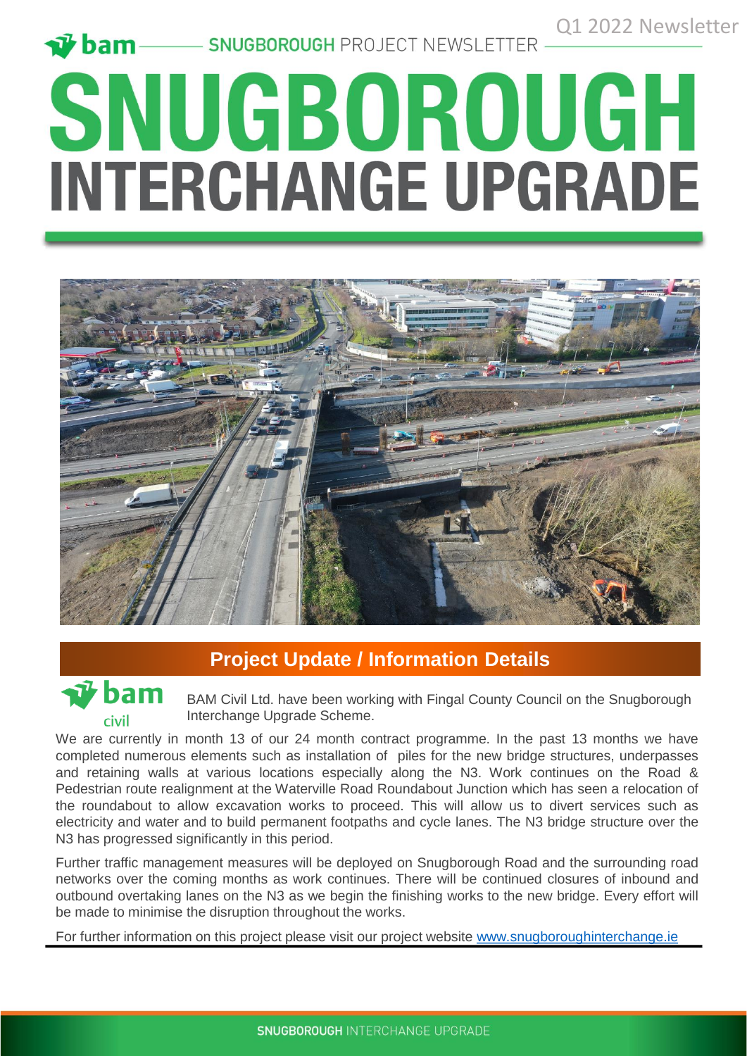Q1 2022 Newsletter

SNUGBOROUGH PROJECT NEWSLETTER

# SNUGBOROUGH INTERCHANGE UPGRADE

## Project Update / Information Details

BAM Civil Ltd. have been working with Fingal County Council on the Snugborough Interchange Upgrade Scheme.

We are currently in month 13 of our 24 month contract programme. In the past 13 months we have completed numerous elements such as installation of piles for the new bridge structures, underpasses and retaining walls at various locations especially along the N3. Work continues on the Road & Pedestrian route realignment at the Waterville Road Roundabout Junction which has seen a relocation of the roundabout to allow excavation works to proceed. This will allow us to divert services such as electricity and water and to build permanent footpaths and cycle lanes. The N3 bridge structure over the N3 has progressed significantly in this period.

Further traffic management measures will be deployed on Snugborough Road and the surrounding road networks over the coming months as work continues. There will be continued closures of inbound and outbound overtaking lanes on the N3 as we begin the finishing works to the new bridge. Every effort will be made to minimise the disruption throughout the works.

For further information on this project please visit our project website [www.snugboroughinterchange.ie](http://www.snugboroughinterchange.ie)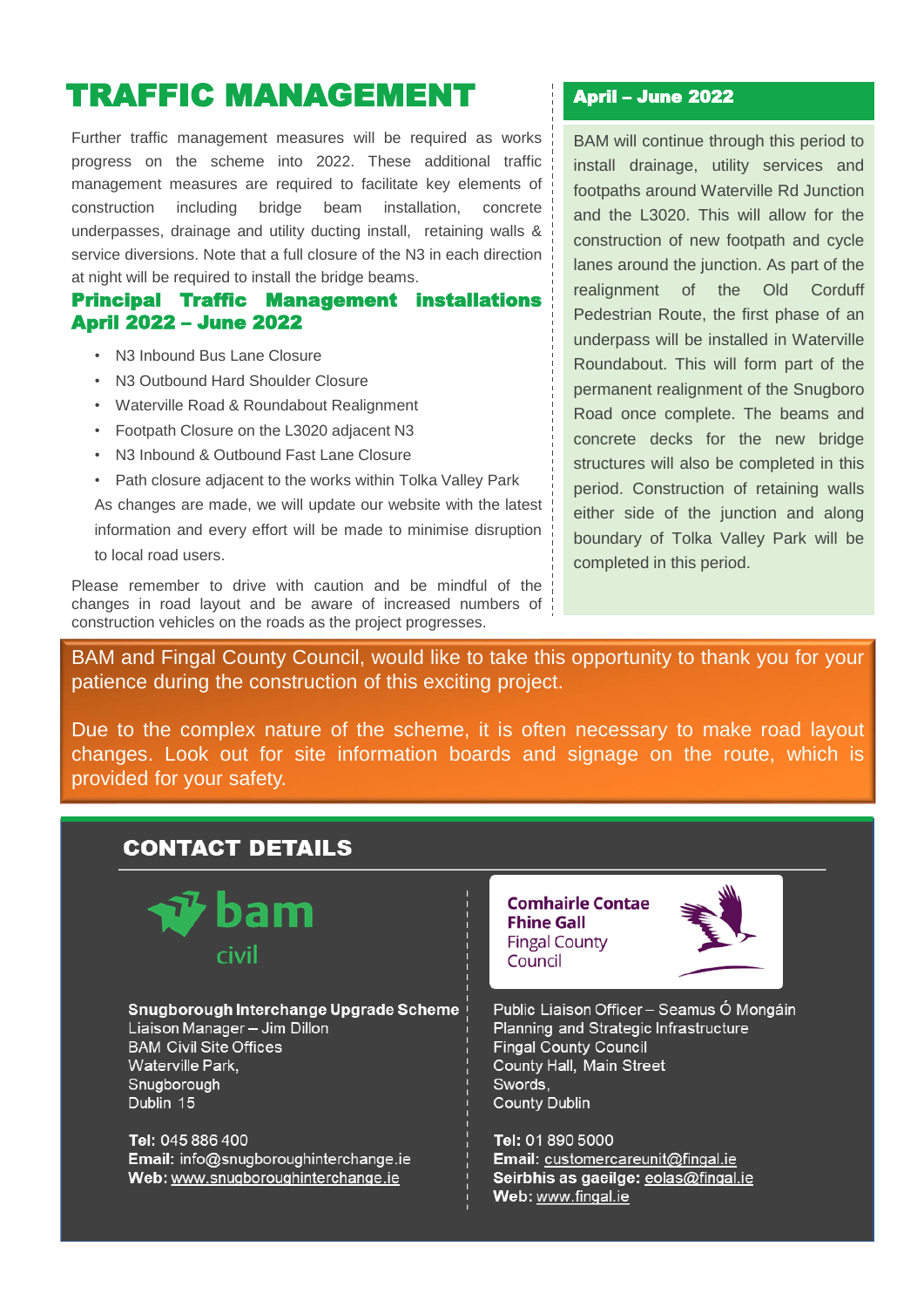# TRAFFIC MANAGEMENT

Further traffic management measures will be required as works progress on the scheme into 2022. These additional traffic management measures are required to facilitate key elements of construction including bridge beam installation, concrete underpasses, drainage and utility ducting install, retaining walls & service diversions. Note that a full closure of the N3 in each direction at night will be required to install the bridge beams.

## Principal Traffic Management installations April 2022 – June 2022

- N3 Inbound Bus Lane Closure
- N3 Outbound Hard Shoulder Closure
- Waterville Road & Roundabout Realignment
- Footpath Closure on the L3020 adjacent N3
- N3 Inbound & Outbound Fast Lane Closure
- Path closure adjacent to the works within Tolka Valley Park

As changes are made, we will update our website with the latest information and every effort will be made to minimise disruption to local road users.

Please remember to drive with caution and be mindful of the changes in road layout and be aware of increased numbers of construction vehicles on the roads as the project progresses.

## April – June 2022

BAM will continue through this period to install drainage, utility services and footpaths around Waterville Rd Junction and the L3020. This will allow for the construction of new footpath and cycle lanes around the junction. As part of the realignment of the Old Corduff Pedestrian Route, the first phase of an underpass will be installed in Waterville Roundabout. This will form part of the permanent realignment of the Snugboro Road once complete. The beams and concrete decks for the new bridge structures will also be completed in this period. Construction of retaining walls either side of the junction and along boundary of Tolka Valley Park will be completed in this period.

BAM and Fingal County Council, would like to take this opportunity to thank you for your patience during the construction of this exciting project.

Due to the complex nature of the scheme, it is often necessary to make road layout changes. Look out for site information boards and signage on the route, which is provided for your safety.

## CONTACT DETAILS

bam civil

**Snugborough Interchange Upgrade Scheme**
Liaison Manager – Jim Dillon
BAM Civil Site Offices
Waterville Park,
Snugborough
Dublin 15

**Tel:** 045 886 400
**Email:** info@snugboroughinterchange.ie
**Web:** www.snugboroughinterchange.ie

Comhairle Contae Fhine Gall
Fingal County Council

Public Liaison Officer – Seamus Ó Mongáin
Planning and Strategic Infrastructure
Fingal County Council
County Hall, Main Street
Swords,
County Dublin

**Tel:** 01 890 5000
**Email:** customercareunit@fingal.ie
**Seirbhís as gaeilge:** eolas@fingal.ie
**Web:** www.fingal.ie